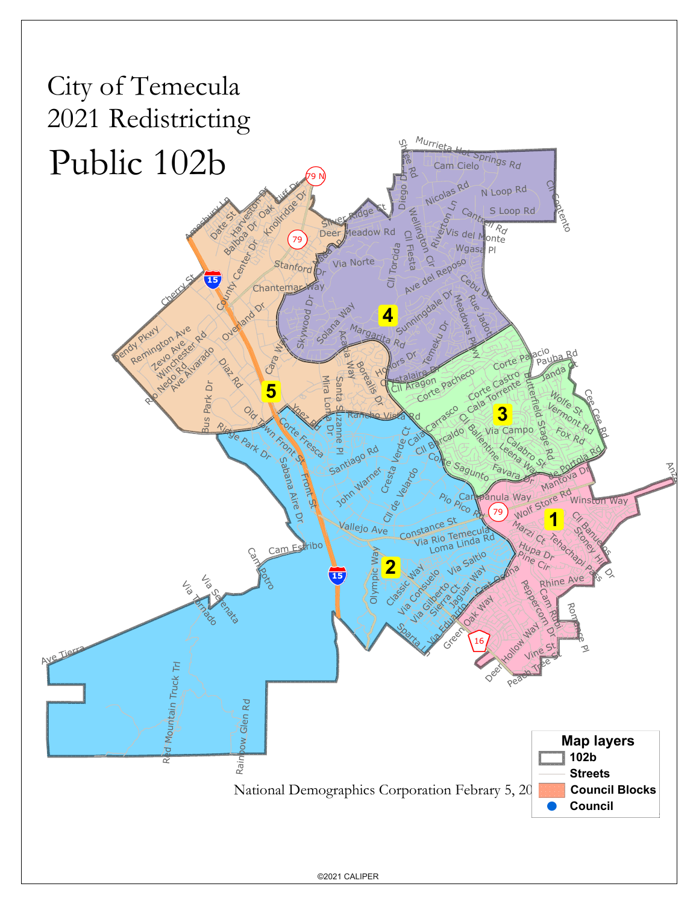# City of Temecula
# 2021 Redistricting

# Public 102b

National Demographics Corporation Febrary 5, 20

**Map layers**

- 102b
- Streets
- Council Blocks
- Council

©2021 CALIPER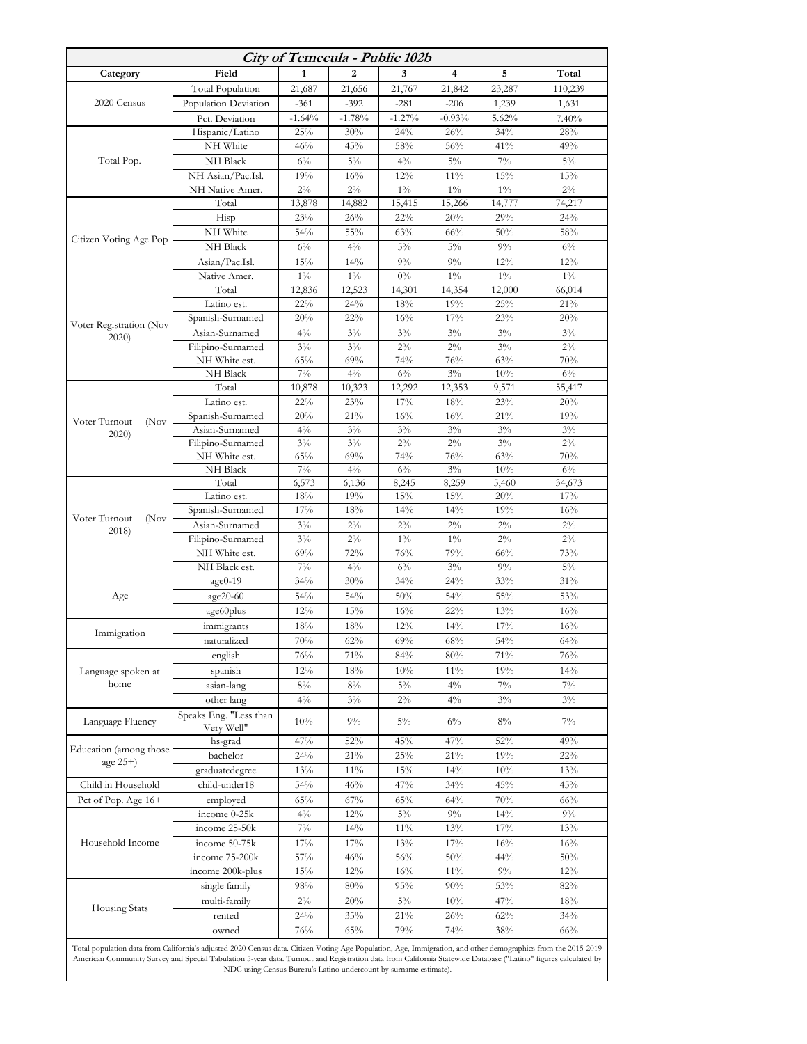## *City of Temecula - Public 102b*

| Category | Field | 1 | 2 | 3 | 4 | 5 | Total |
|---|---|---|---|---|---|---|---|
| 2020 Census | Total Population | 21,687 | 21,656 | 21,767 | 21,842 | 23,287 | 110,239 |
| | Population Deviation | -361 | -392 | -281 | -206 | 1,239 | 1,631 |
| | Pct. Deviation | -1.64% | -1.78% | -1.27% | -0.93% | 5.62% | 7.40% |
| Total Pop. | Hispanic/Latino | 25% | 30% | 24% | 26% | 34% | 28% |
| | NH White | 46% | 45% | 58% | 56% | 41% | 49% |
| | NH Black | 6% | 5% | 4% | 5% | 7% | 5% |
| | NH Asian/Pac.Isl. | 19% | 16% | 12% | 11% | 15% | 15% |
| | NH Native Amer. | 2% | 2% | 1% | 1% | 1% | 2% |
| Citizen Voting Age Pop | Total | 13,878 | 14,882 | 15,415 | 15,266 | 14,777 | 74,217 |
| | Hisp | 23% | 26% | 22% | 20% | 29% | 24% |
| | NH White | 54% | 55% | 63% | 66% | 50% | 58% |
| | NH Black | 6% | 4% | 5% | 5% | 9% | 6% |
| | Asian/Pac.Isl. | 15% | 14% | 9% | 9% | 12% | 12% |
| | Native Amer. | 1% | 1% | 0% | 1% | 1% | 1% |
| Voter Registration (Nov 2020) | Total | 12,836 | 12,523 | 14,301 | 14,354 | 12,000 | 66,014 |
| | Latino est. | 22% | 24% | 18% | 19% | 25% | 21% |
| | Spanish-Surnamed | 20% | 22% | 16% | 17% | 23% | 20% |
| | Asian-Surnamed | 4% | 3% | 3% | 3% | 3% | 3% |
| | Filipino-Surnamed | 3% | 3% | 2% | 2% | 3% | 2% |
| | NH White est. | 65% | 69% | 74% | 76% | 63% | 70% |
| | NH Black | 7% | 4% | 6% | 3% | 10% | 6% |
| Voter Turnout (Nov 2020) | Total | 10,878 | 10,323 | 12,292 | 12,353 | 9,571 | 55,417 |
| | Latino est. | 22% | 23% | 17% | 18% | 23% | 20% |
| | Spanish-Surnamed | 20% | 21% | 16% | 16% | 21% | 19% |
| | Asian-Surnamed | 4% | 3% | 3% | 3% | 3% | 3% |
| | Filipino-Surnamed | 3% | 3% | 2% | 2% | 3% | 2% |
| | NH White est. | 65% | 69% | 74% | 76% | 63% | 70% |
| | NH Black | 7% | 4% | 6% | 3% | 10% | 6% |
| Voter Turnout (Nov 2018) | Total | 6,573 | 6,136 | 8,245 | 8,259 | 5,460 | 34,673 |
| | Latino est. | 18% | 19% | 15% | 15% | 20% | 17% |
| | Spanish-Surnamed | 17% | 18% | 14% | 14% | 19% | 16% |
| | Asian-Surnamed | 3% | 2% | 2% | 2% | 2% | 2% |
| | Filipino-Surnamed | 3% | 2% | 1% | 1% | 2% | 2% |
| | NH White est. | 69% | 72% | 76% | 79% | 66% | 73% |
| | NH Black est. | 7% | 4% | 6% | 3% | 9% | 5% |
| Age | age0-19 | 34% | 30% | 34% | 24% | 33% | 31% |
| | age20-60 | 54% | 54% | 50% | 54% | 55% | 53% |
| | age60plus | 12% | 15% | 16% | 22% | 13% | 16% |
| Immigration | immigrants | 18% | 18% | 12% | 14% | 17% | 16% |
| | naturalized | 70% | 62% | 69% | 68% | 54% | 64% |
| Language spoken at home | english | 76% | 71% | 84% | 80% | 71% | 76% |
| | spanish | 12% | 18% | 10% | 11% | 19% | 14% |
| | asian-lang | 8% | 8% | 5% | 4% | 7% | 7% |
| | other lang | 4% | 3% | 2% | 4% | 3% | 3% |
| Language Fluency | Speaks Eng. "Less than Very Well" | 10% | 9% | 5% | 6% | 8% | 7% |
| Education (among those age 25+) | hs-grad | 47% | 52% | 45% | 47% | 52% | 49% |
| | bachelor | 24% | 21% | 25% | 21% | 19% | 22% |
| | graduatedegree | 13% | 11% | 15% | 14% | 10% | 13% |
| Child in Household | child-under18 | 54% | 46% | 47% | 34% | 45% | 45% |
| Pct of Pop. Age 16+ | employed | 65% | 67% | 65% | 64% | 70% | 66% |
| Household Income | income 0-25k | 4% | 12% | 5% | 9% | 14% | 9% |
| | income 25-50k | 7% | 14% | 11% | 13% | 17% | 13% |
| | income 50-75k | 17% | 17% | 13% | 17% | 16% | 16% |
| | income 75-200k | 57% | 46% | 56% | 50% | 44% | 50% |
| | income 200k-plus | 15% | 12% | 16% | 11% | 9% | 12% |
| Housing Stats | single family | 98% | 80% | 95% | 90% | 53% | 82% |
| | multi-family | 2% | 20% | 5% | 10% | 47% | 18% |
| | rented | 24% | 35% | 21% | 26% | 62% | 34% |
| | owned | 76% | 65% | 79% | 74% | 38% | 66% |

Total population data from California's adjusted 2020 Census data. Citizen Voting Age Population, Age, Immigration, and other demographics from the 2015-2019 American Community Survey and Special Tabulation 5-year data. Turnout and Registration data from California Statewide Database ("Latino" figures calculated by NDC using Census Bureau's Latino undercount by surname estimate).